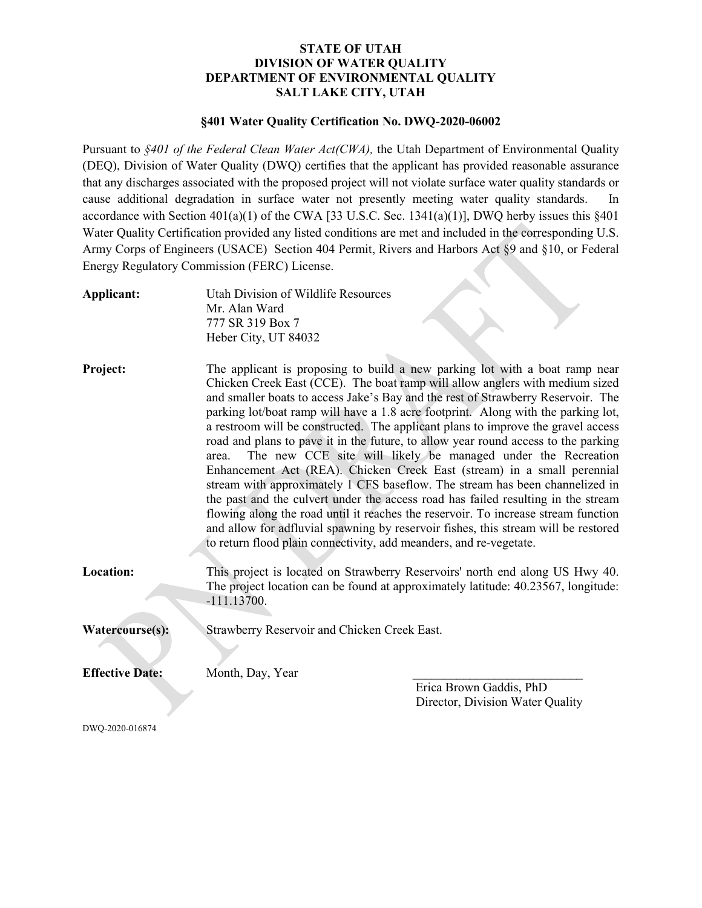**STATE OF UTAH**
**DIVISION OF WATER QUALITY**
**DEPARTMENT OF ENVIRONMENTAL QUALITY**
**SALT LAKE CITY, UTAH**

**§401 Water Quality Certification No. DWQ-2020-06002**

Pursuant to *§401 of the Federal Clean Water Act(CWA),* the Utah Department of Environmental Quality (DEQ), Division of Water Quality (DWQ) certifies that the applicant has provided reasonable assurance that any discharges associated with the proposed project will not violate surface water quality standards or cause additional degradation in surface water not presently meeting water quality standards. In accordance with Section 401(a)(1) of the CWA [33 U.S.C. Sec. 1341(a)(1)], DWQ herby issues this §401 Water Quality Certification provided any listed conditions are met and included in the corresponding U.S. Army Corps of Engineers (USACE) Section 404 Permit, Rivers and Harbors Act §9 and §10, or Federal Energy Regulatory Commission (FERC) License.

**Applicant:** Utah Division of Wildlife Resources
Mr. Alan Ward
777 SR 319 Box 7
Heber City, UT 84032

**Project:** The applicant is proposing to build a new parking lot with a boat ramp near Chicken Creek East (CCE). The boat ramp will allow anglers with medium sized and smaller boats to access Jake's Bay and the rest of Strawberry Reservoir. The parking lot/boat ramp will have a 1.8 acre footprint. Along with the parking lot, a restroom will be constructed. The applicant plans to improve the gravel access road and plans to pave it in the future, to allow year round access to the parking area. The new CCE site will likely be managed under the Recreation Enhancement Act (REA). Chicken Creek East (stream) in a small perennial stream with approximately 1 CFS baseflow. The stream has been channelized in the past and the culvert under the access road has failed resulting in the stream flowing along the road until it reaches the reservoir. To increase stream function and allow for adfluvial spawning by reservoir fishes, this stream will be restored to return flood plain connectivity, add meanders, and re-vegetate.

**Location:** This project is located on Strawberry Reservoirs' north end along US Hwy 40. The project location can be found at approximately latitude: 40.23567, longitude: -111.13700.

**Watercourse(s):** Strawberry Reservoir and Chicken Creek East.

**Effective Date:** Month, Day, Year

\_\_\_\_\_\_\_\_\_\_\_\_\_\_\_\_\_\_\_\_\_\_\_\_\_\_\_\_
Erica Brown Gaddis, PhD
Director, Division Water Quality

DWQ-2020-016874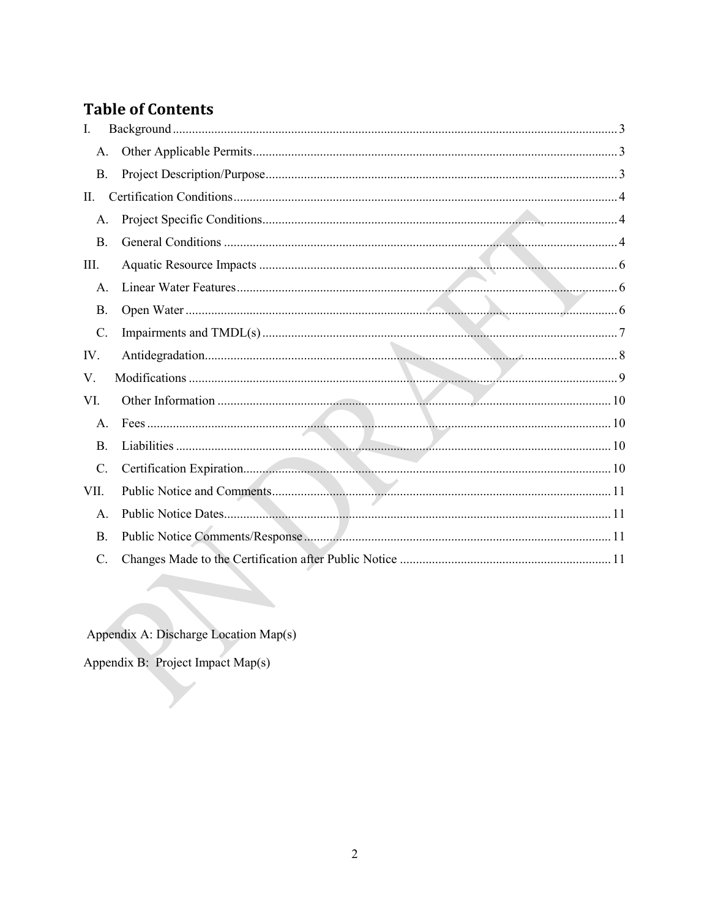## Table of Contents

I. Background ..... 3
   - A. Other Applicable Permits ..... 3
   - B. Project Description/Purpose ..... 3

II. Certification Conditions ..... 4
   - A. Project Specific Conditions ..... 4
   - B. General Conditions ..... 4

III. Aquatic Resource Impacts ..... 6
   - A. Linear Water Features ..... 6
   - B. Open Water ..... 6
   - C. Impairments and TMDL(s) ..... 7

IV. Antidegradation ..... 8

V. Modifications ..... 9

VI. Other Information ..... 10
   - A. Fees ..... 10
   - B. Liabilities ..... 10
   - C. Certification Expiration ..... 10

VII. Public Notice and Comments ..... 11
   - A. Public Notice Dates ..... 11
   - B. Public Notice Comments/Response ..... 11
   - C. Changes Made to the Certification after Public Notice ..... 11

Appendix A: Discharge Location Map(s)

Appendix B: Project Impact Map(s)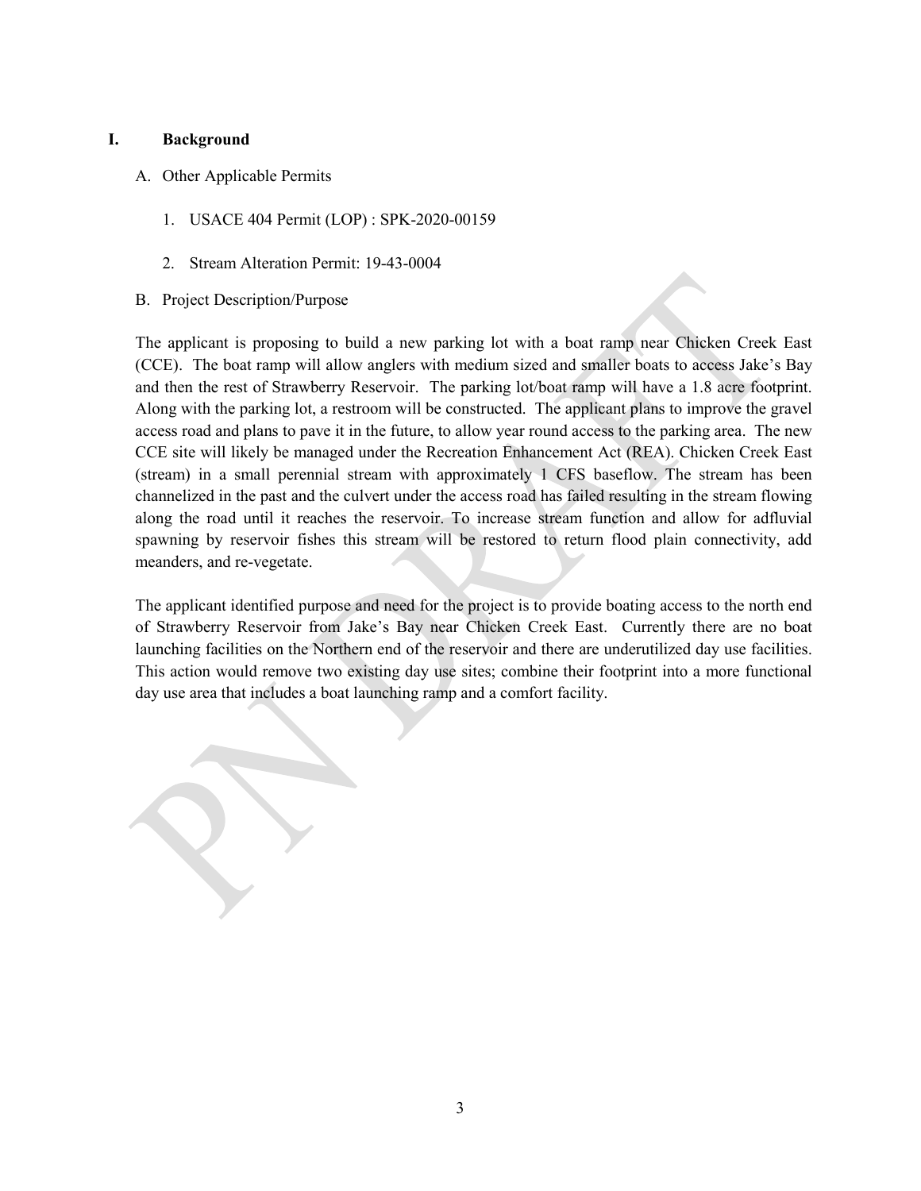## I. Background

A. Other Applicable Permits

1. USACE 404 Permit (LOP) : SPK-2020-00159
2. Stream Alteration Permit: 19-43-0004

B. Project Description/Purpose

The applicant is proposing to build a new parking lot with a boat ramp near Chicken Creek East (CCE). The boat ramp will allow anglers with medium sized and smaller boats to access Jake's Bay and then the rest of Strawberry Reservoir. The parking lot/boat ramp will have a 1.8 acre footprint. Along with the parking lot, a restroom will be constructed. The applicant plans to improve the gravel access road and plans to pave it in the future, to allow year round access to the parking area. The new CCE site will likely be managed under the Recreation Enhancement Act (REA). Chicken Creek East (stream) in a small perennial stream with approximately 1 CFS baseflow. The stream has been channelized in the past and the culvert under the access road has failed resulting in the stream flowing along the road until it reaches the reservoir. To increase stream function and allow for adfluvial spawning by reservoir fishes this stream will be restored to return flood plain connectivity, add meanders, and re-vegetate.

The applicant identified purpose and need for the project is to provide boating access to the north end of Strawberry Reservoir from Jake's Bay near Chicken Creek East. Currently there are no boat launching facilities on the Northern end of the reservoir and there are underutilized day use facilities. This action would remove two existing day use sites; combine their footprint into a more functional day use area that includes a boat launching ramp and a comfort facility.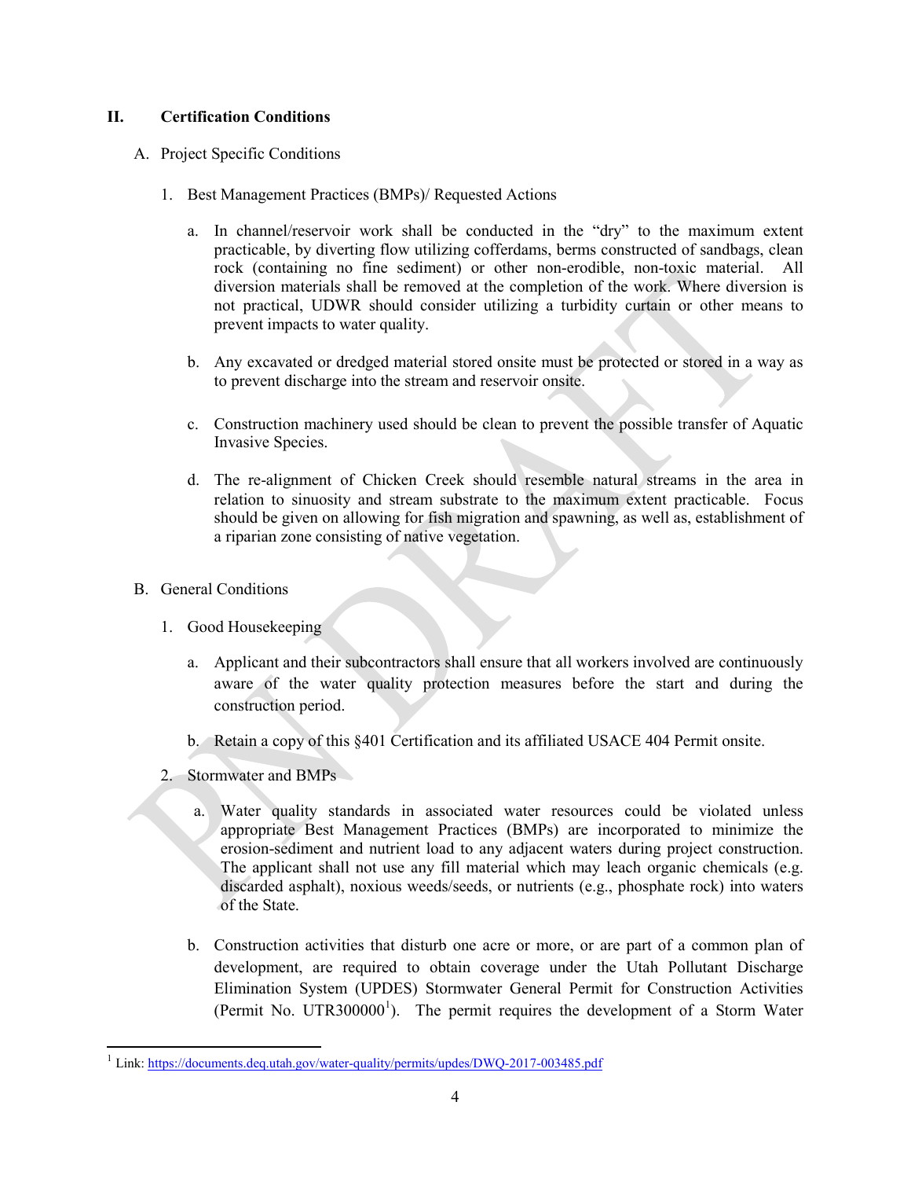## II. Certification Conditions

### A. Project Specific Conditions

1. Best Management Practices (BMPs)/ Requested Actions

   a. In channel/reservoir work shall be conducted in the "dry" to the maximum extent practicable, by diverting flow utilizing cofferdams, berms constructed of sandbags, clean rock (containing no fine sediment) or other non-erodible, non-toxic material. All diversion materials shall be removed at the completion of the work. Where diversion is not practical, UDWR should consider utilizing a turbidity curtain or other means to prevent impacts to water quality.

   b. Any excavated or dredged material stored onsite must be protected or stored in a way as to prevent discharge into the stream and reservoir onsite.

   c. Construction machinery used should be clean to prevent the possible transfer of Aquatic Invasive Species.

   d. The re-alignment of Chicken Creek should resemble natural streams in the area in relation to sinuosity and stream substrate to the maximum extent practicable. Focus should be given on allowing for fish migration and spawning, as well as, establishment of a riparian zone consisting of native vegetation.

### B. General Conditions

1. Good Housekeeping

   a. Applicant and their subcontractors shall ensure that all workers involved are continuously aware of the water quality protection measures before the start and during the construction period.

   b. Retain a copy of this §401 Certification and its affiliated USACE 404 Permit onsite.

2. Stormwater and BMPs

   a. Water quality standards in associated water resources could be violated unless appropriate Best Management Practices (BMPs) are incorporated to minimize the erosion-sediment and nutrient load to any adjacent waters during project construction. The applicant shall not use any fill material which may leach organic chemicals (e.g. discarded asphalt), noxious weeds/seeds, or nutrients (e.g., phosphate rock) into waters of the State.

   b. Construction activities that disturb one acre or more, or are part of a common plan of development, are required to obtain coverage under the Utah Pollutant Discharge Elimination System (UPDES) Stormwater General Permit for Construction Activities (Permit No. UTR300000[1]). The permit requires the development of a Storm Water

---

[1] Link: https://documents.deq.utah.gov/water-quality/permits/updes/DWQ-2017-003485.pdf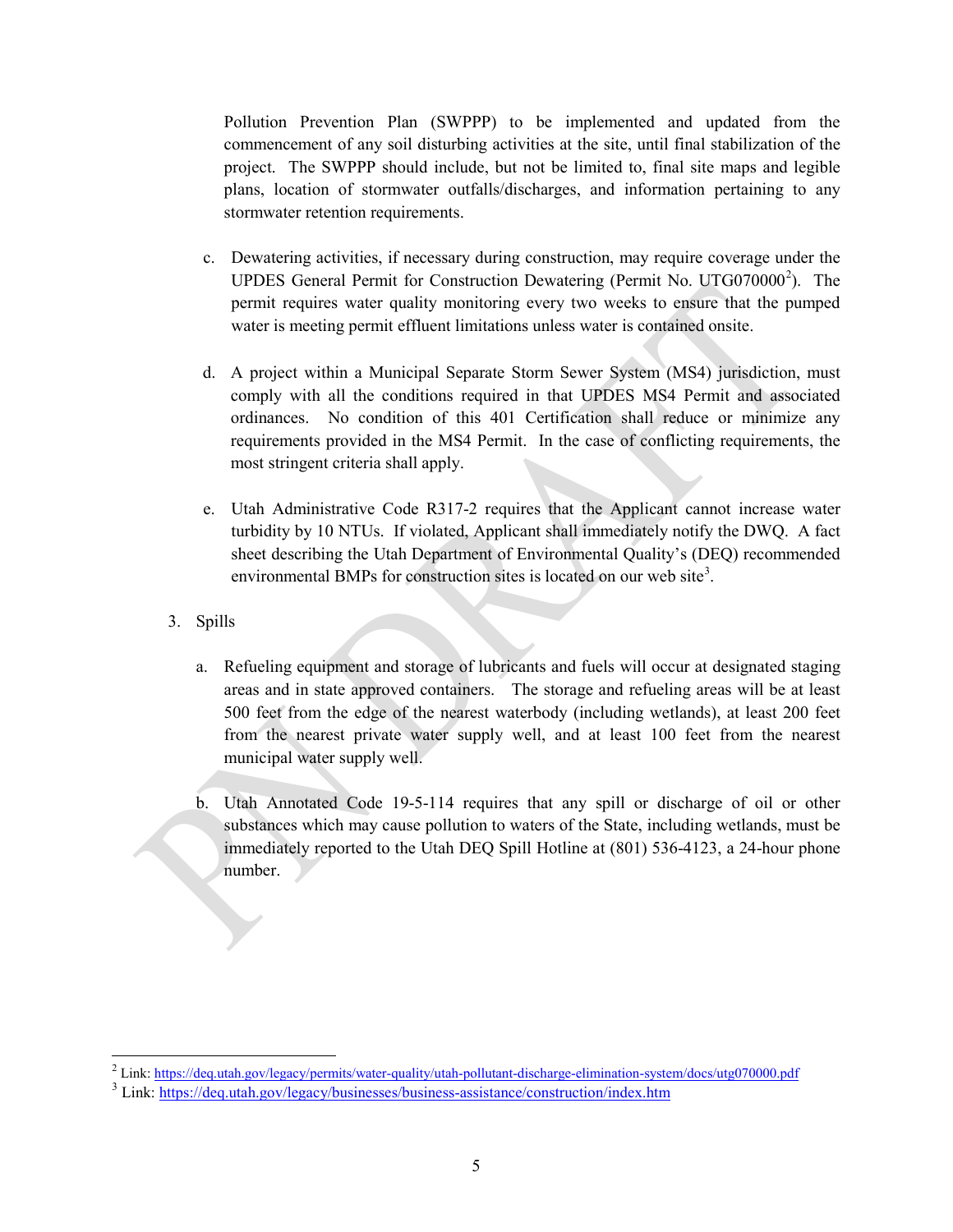Pollution Prevention Plan (SWPPP) to be implemented and updated from the commencement of any soil disturbing activities at the site, until final stabilization of the project. The SWPPP should include, but not be limited to, final site maps and legible plans, location of stormwater outfalls/discharges, and information pertaining to any stormwater retention requirements.

c. Dewatering activities, if necessary during construction, may require coverage under the UPDES General Permit for Construction Dewatering (Permit No. UTG070000[2]). The permit requires water quality monitoring every two weeks to ensure that the pumped water is meeting permit effluent limitations unless water is contained onsite.

d. A project within a Municipal Separate Storm Sewer System (MS4) jurisdiction, must comply with all the conditions required in that UPDES MS4 Permit and associated ordinances. No condition of this 401 Certification shall reduce or minimize any requirements provided in the MS4 Permit. In the case of conflicting requirements, the most stringent criteria shall apply.

e. Utah Administrative Code R317-2 requires that the Applicant cannot increase water turbidity by 10 NTUs. If violated, Applicant shall immediately notify the DWQ. A fact sheet describing the Utah Department of Environmental Quality's (DEQ) recommended environmental BMPs for construction sites is located on our web site[3].

3. Spills

   a. Refueling equipment and storage of lubricants and fuels will occur at designated staging areas and in state approved containers. The storage and refueling areas will be at least 500 feet from the edge of the nearest waterbody (including wetlands), at least 200 feet from the nearest private water supply well, and at least 100 feet from the nearest municipal water supply well.

   b. Utah Annotated Code 19-5-114 requires that any spill or discharge of oil or other substances which may cause pollution to waters of the State, including wetlands, must be immediately reported to the Utah DEQ Spill Hotline at (801) 536-4123, a 24-hour phone number.

---

[2] Link: https://deq.utah.gov/legacy/permits/water-quality/utah-pollutant-discharge-elimination-system/docs/utg070000.pdf

[3] Link: https://deq.utah.gov/legacy/businesses/business-assistance/construction/index.htm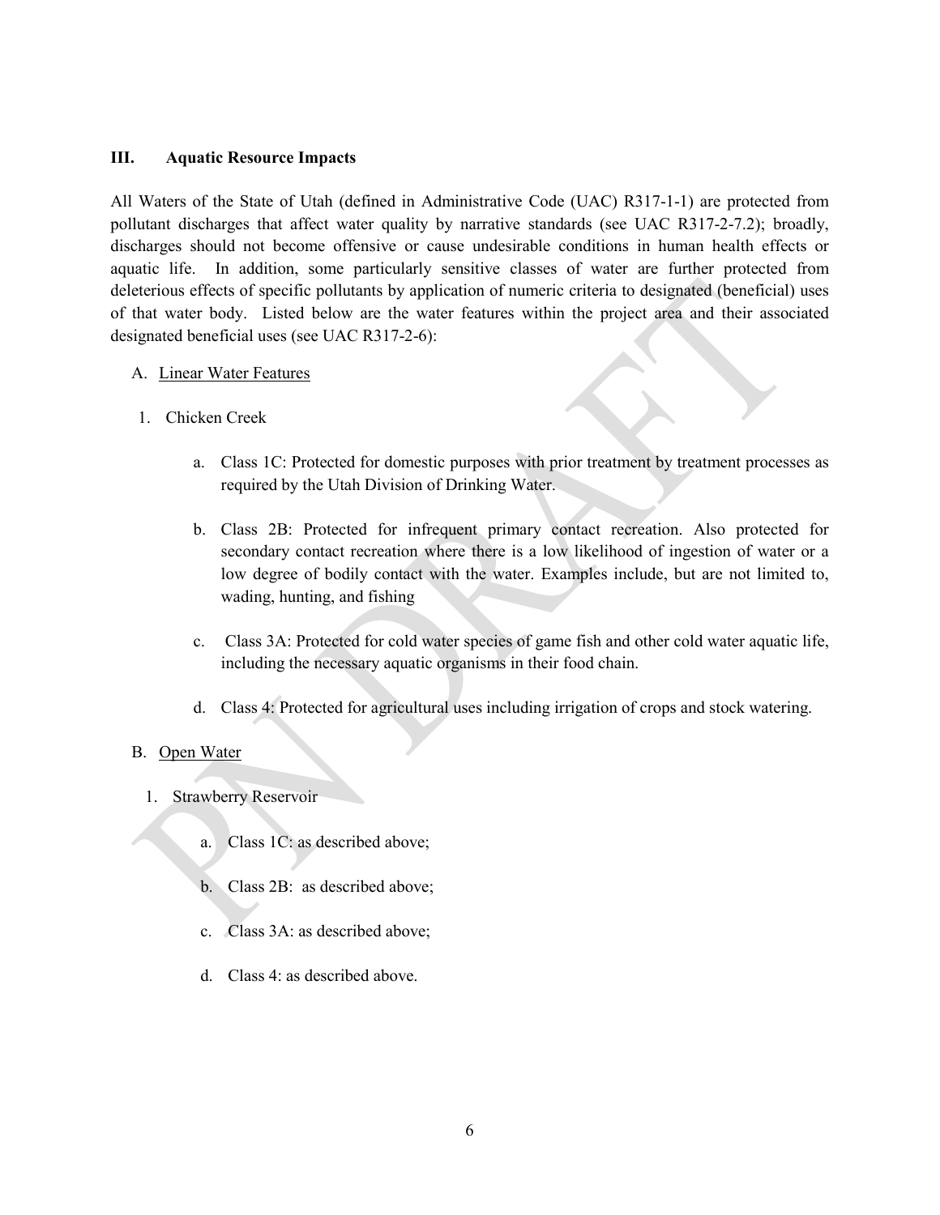## III. Aquatic Resource Impacts

All Waters of the State of Utah (defined in Administrative Code (UAC) R317-1-1) are protected from pollutant discharges that affect water quality by narrative standards (see UAC R317-2-7.2); broadly, discharges should not become offensive or cause undesirable conditions in human health effects or aquatic life. In addition, some particularly sensitive classes of water are further protected from deleterious effects of specific pollutants by application of numeric criteria to designated (beneficial) uses of that water body. Listed below are the water features within the project area and their associated designated beneficial uses (see UAC R317-2-6):

A. Linear Water Features

1. Chicken Creek

   a. Class 1C: Protected for domestic purposes with prior treatment by treatment processes as required by the Utah Division of Drinking Water.

   b. Class 2B: Protected for infrequent primary contact recreation. Also protected for secondary contact recreation where there is a low likelihood of ingestion of water or a low degree of bodily contact with the water. Examples include, but are not limited to, wading, hunting, and fishing

   c. Class 3A: Protected for cold water species of game fish and other cold water aquatic life, including the necessary aquatic organisms in their food chain.

   d. Class 4: Protected for agricultural uses including irrigation of crops and stock watering.

B. Open Water

1. Strawberry Reservoir

   a. Class 1C: as described above;

   b. Class 2B: as described above;

   c. Class 3A: as described above;

   d. Class 4: as described above.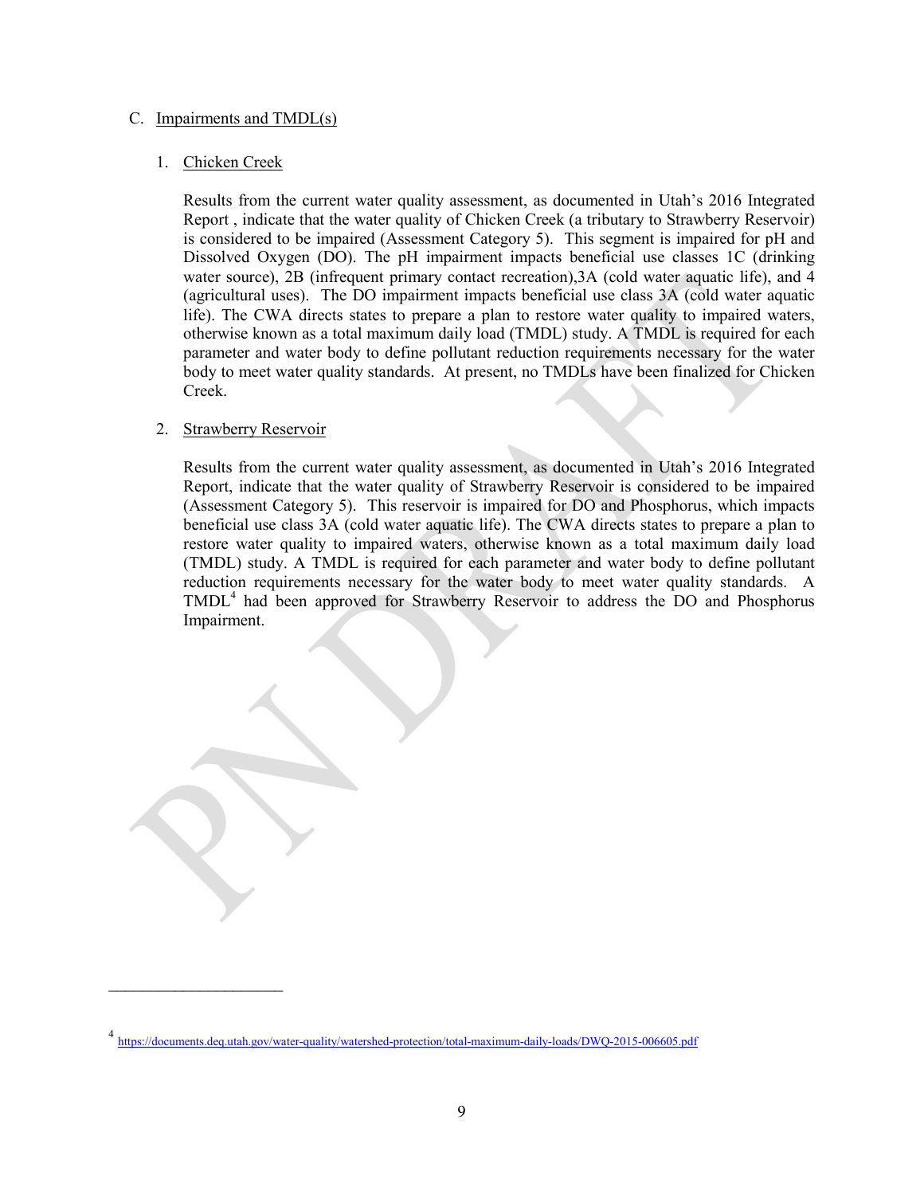C. Impairments and TMDL(s)

1. Chicken Creek

Results from the current water quality assessment, as documented in Utah's 2016 Integrated Report , indicate that the water quality of Chicken Creek (a tributary to Strawberry Reservoir) is considered to be impaired (Assessment Category 5). This segment is impaired for pH and Dissolved Oxygen (DO). The pH impairment impacts beneficial use classes 1C (drinking water source), 2B (infrequent primary contact recreation),3A (cold water aquatic life), and 4 (agricultural uses). The DO impairment impacts beneficial use class 3A (cold water aquatic life). The CWA directs states to prepare a plan to restore water quality to impaired waters, otherwise known as a total maximum daily load (TMDL) study. A TMDL is required for each parameter and water body to define pollutant reduction requirements necessary for the water body to meet water quality standards. At present, no TMDLs have been finalized for Chicken Creek.

2. Strawberry Reservoir

Results from the current water quality assessment, as documented in Utah's 2016 Integrated Report, indicate that the water quality of Strawberry Reservoir is considered to be impaired (Assessment Category 5). This reservoir is impaired for DO and Phosphorus, which impacts beneficial use class 3A (cold water aquatic life). The CWA directs states to prepare a plan to restore water quality to impaired waters, otherwise known as a total maximum daily load (TMDL) study. A TMDL is required for each parameter and water body to define pollutant reduction requirements necessary for the water body to meet water quality standards. A TMDL[4] had been approved for Strawberry Reservoir to address the DO and Phosphorus Impairment.

---

[4] https://documents.deq.utah.gov/water-quality/watershed-protection/total-maximum-daily-loads/DWQ-2015-006605.pdf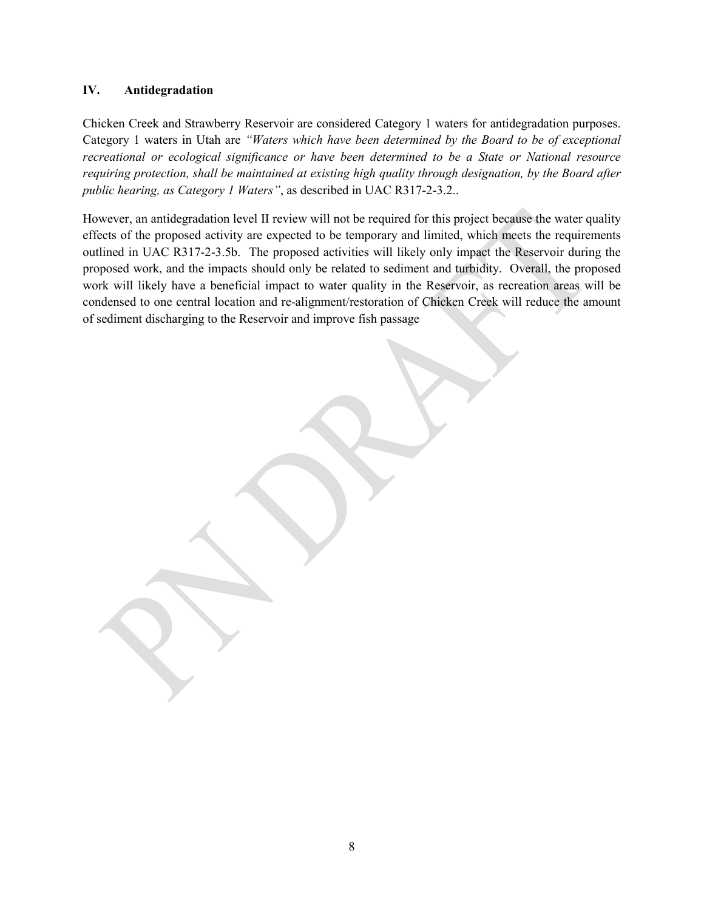## IV. Antidegradation

Chicken Creek and Strawberry Reservoir are considered Category 1 waters for antidegradation purposes. Category 1 waters in Utah are *"Waters which have been determined by the Board to be of exceptional recreational or ecological significance or have been determined to be a State or National resource requiring protection, shall be maintained at existing high quality through designation, by the Board after public hearing, as Category 1 Waters"*, as described in UAC R317-2-3.2..

However, an antidegradation level II review will not be required for this project because the water quality effects of the proposed activity are expected to be temporary and limited, which meets the requirements outlined in UAC R317-2-3.5b. The proposed activities will likely only impact the Reservoir during the proposed work, and the impacts should only be related to sediment and turbidity. Overall, the proposed work will likely have a beneficial impact to water quality in the Reservoir, as recreation areas will be condensed to one central location and re-alignment/restoration of Chicken Creek will reduce the amount of sediment discharging to the Reservoir and improve fish passage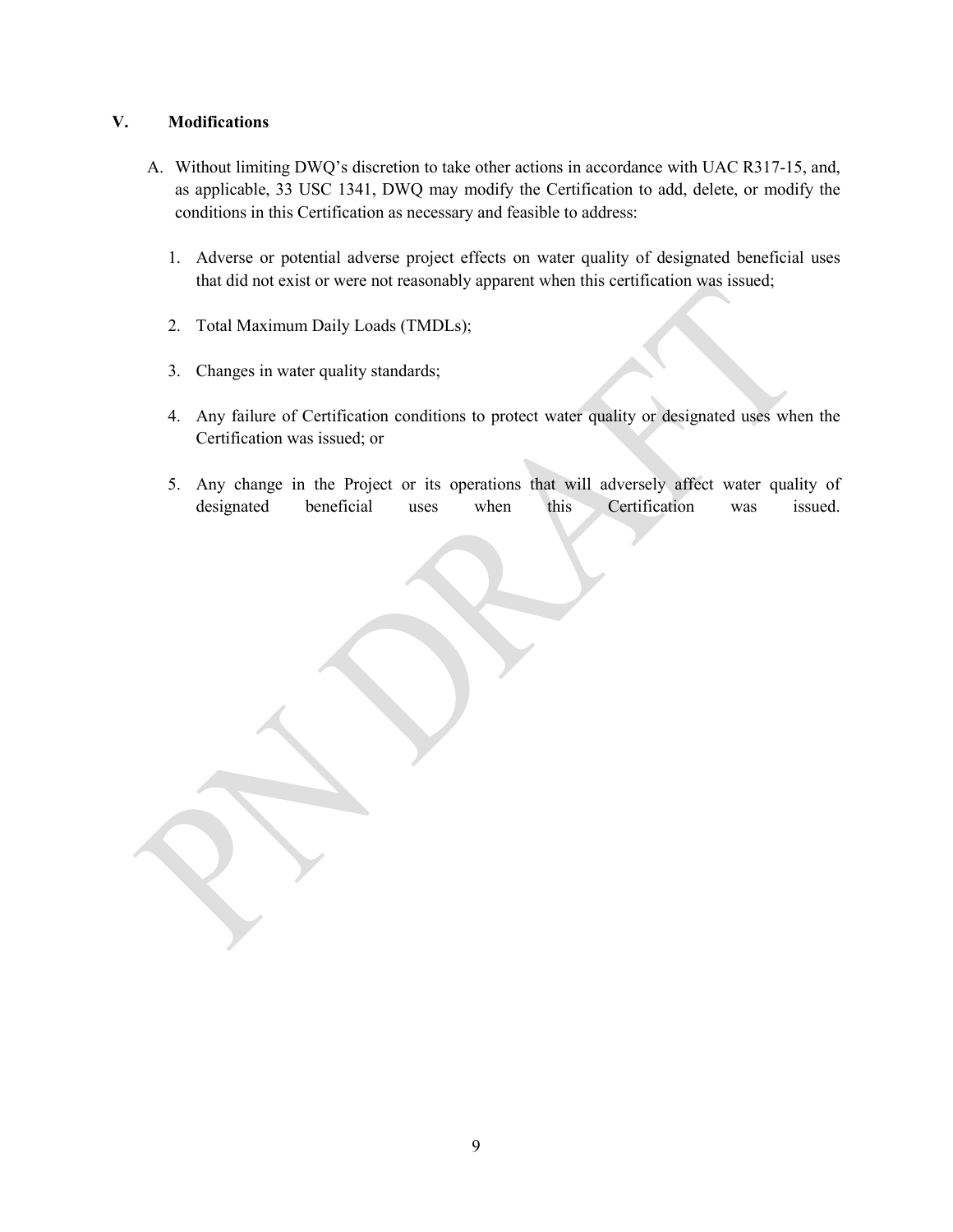## V. Modifications

A. Without limiting DWQ's discretion to take other actions in accordance with UAC R317-15, and, as applicable, 33 USC 1341, DWQ may modify the Certification to add, delete, or modify the conditions in this Certification as necessary and feasible to address:

1. Adverse or potential adverse project effects on water quality of designated beneficial uses that did not exist or were not reasonably apparent when this certification was issued;
2. Total Maximum Daily Loads (TMDLs);
3. Changes in water quality standards;
4. Any failure of Certification conditions to protect water quality or designated uses when the Certification was issued; or
5. Any change in the Project or its operations that will adversely affect water quality of designated beneficial uses when this Certification was issued.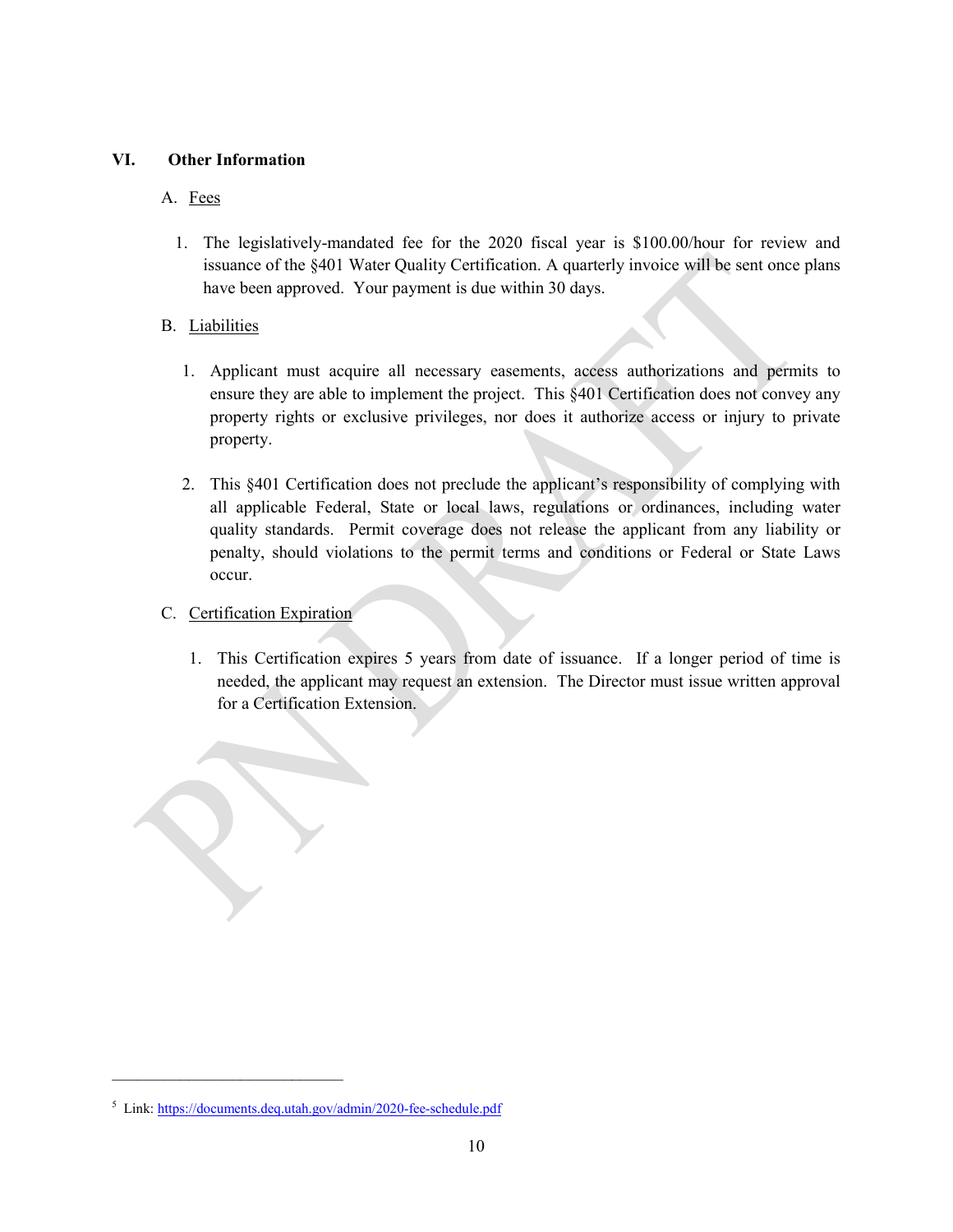## VI. Other Information

A. Fees

1. The legislatively-mandated fee for the 2020 fiscal year is $100.00/hour for review and issuance of the §401 Water Quality Certification. A quarterly invoice will be sent once plans have been approved. Your payment is due within 30 days.

B. Liabilities

1. Applicant must acquire all necessary easements, access authorizations and permits to ensure they are able to implement the project. This §401 Certification does not convey any property rights or exclusive privileges, nor does it authorize access or injury to private property.

2. This §401 Certification does not preclude the applicant's responsibility of complying with all applicable Federal, State or local laws, regulations or ordinances, including water quality standards. Permit coverage does not release the applicant from any liability or penalty, should violations to the permit terms and conditions or Federal or State Laws occur.

C. Certification Expiration

1. This Certification expires 5 years from date of issuance. If a longer period of time is needed, the applicant may request an extension. The Director must issue written approval for a Certification Extension.

---

[5] Link: https://documents.deq.utah.gov/admin/2020-fee-schedule.pdf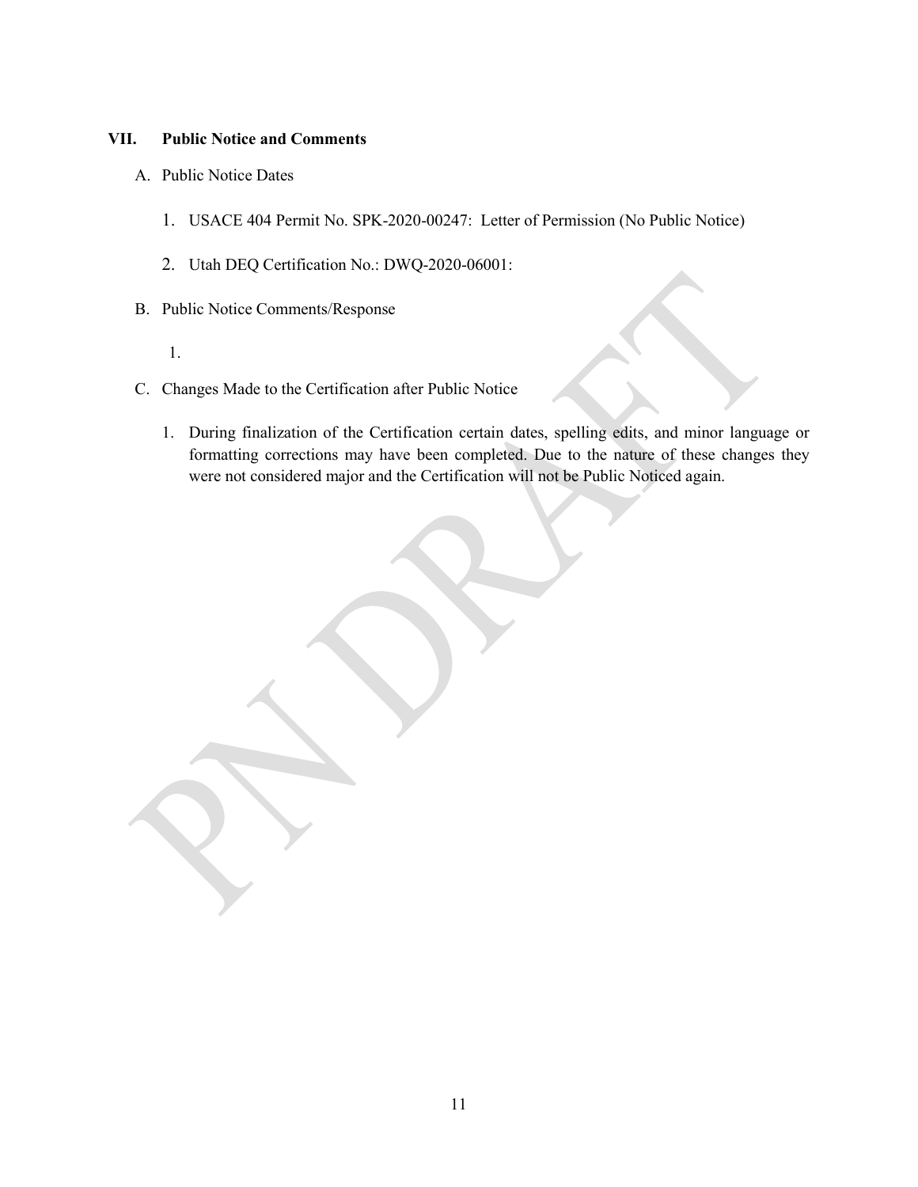## VII. Public Notice and Comments

A. Public Notice Dates

1. USACE 404 Permit No. SPK-2020-00247: Letter of Permission (No Public Notice)

2. Utah DEQ Certification No.: DWQ-2020-06001:

B. Public Notice Comments/Response

1.

C. Changes Made to the Certification after Public Notice

1. During finalization of the Certification certain dates, spelling edits, and minor language or formatting corrections may have been completed. Due to the nature of these changes they were not considered major and the Certification will not be Public Noticed again.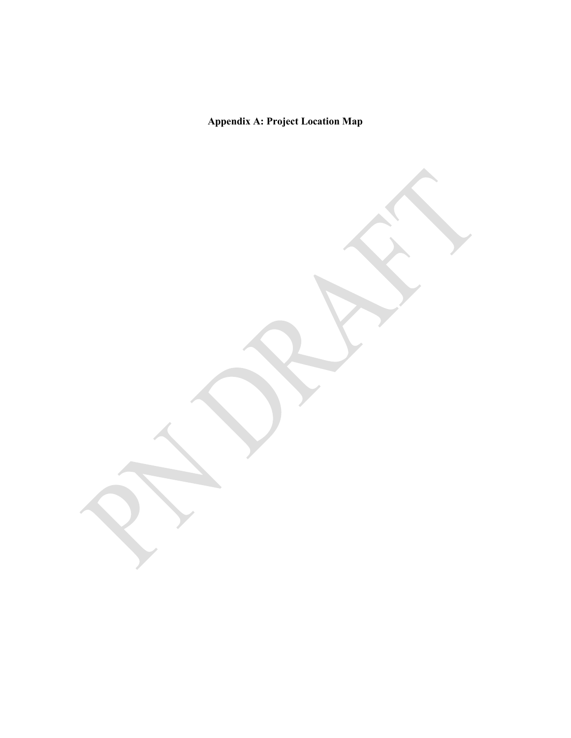**Appendix A: Project Location Map**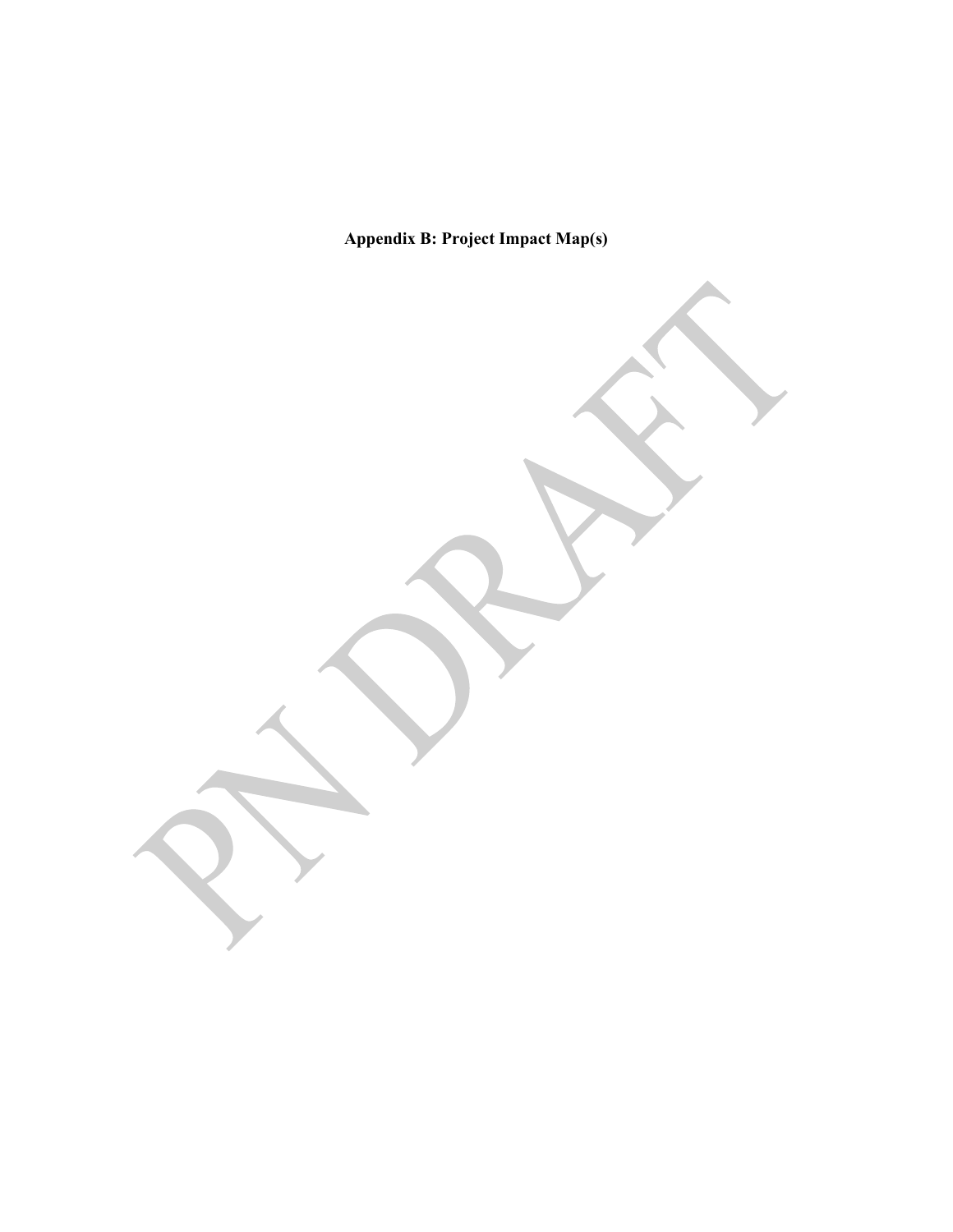**Appendix B: Project Impact Map(s)**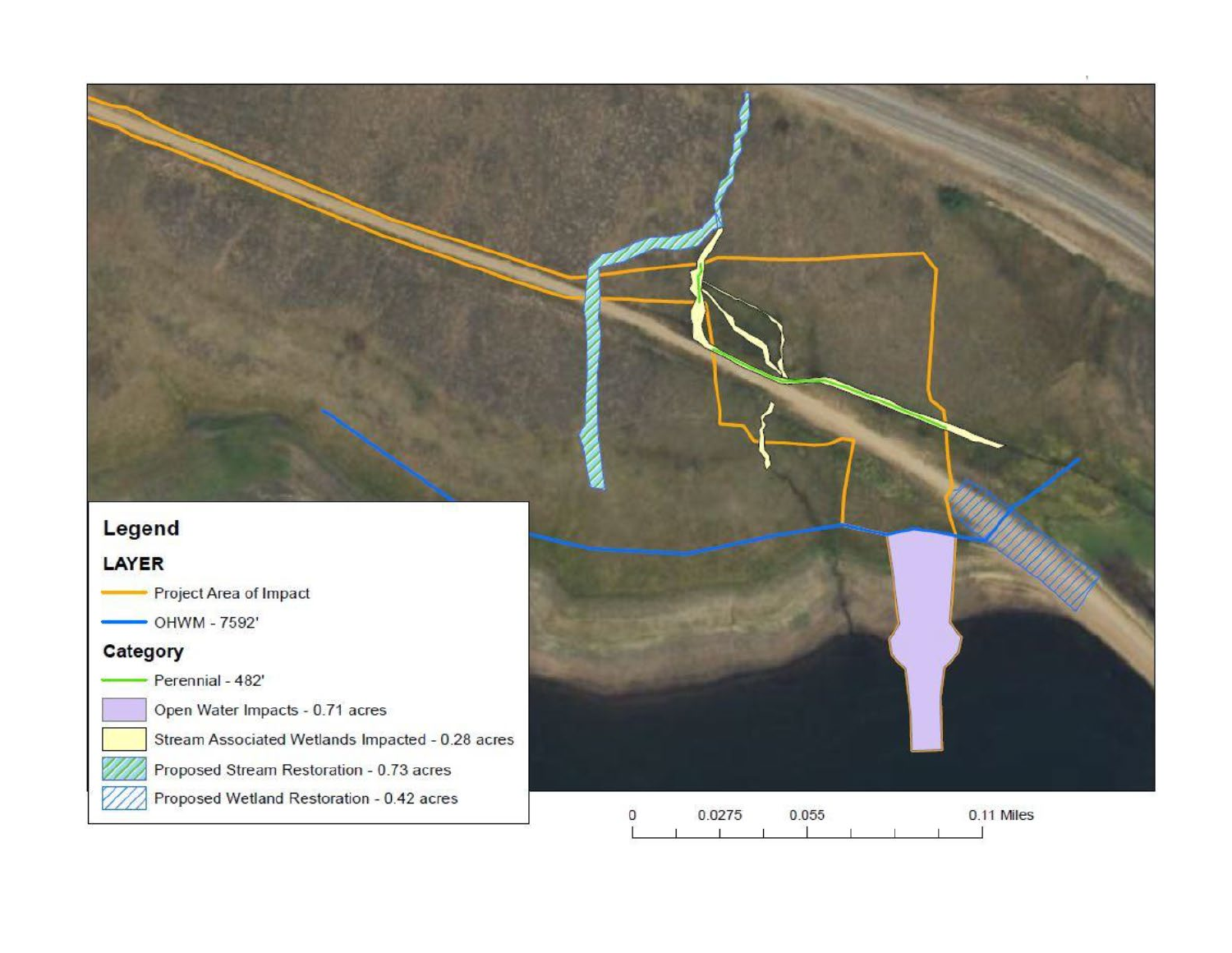Legend

LAYER

Project Area of Impact

OHWM - 7592'

Category

Perennial - 482'

Open Water Impacts - 0.71 acres

Stream Associated Wetlands Impacted - 0.28 acres

Proposed Stream Restoration - 0.73 acres

Proposed Wetland Restoration - 0.42 acres

0 0.0275 0.055 0.11 Miles